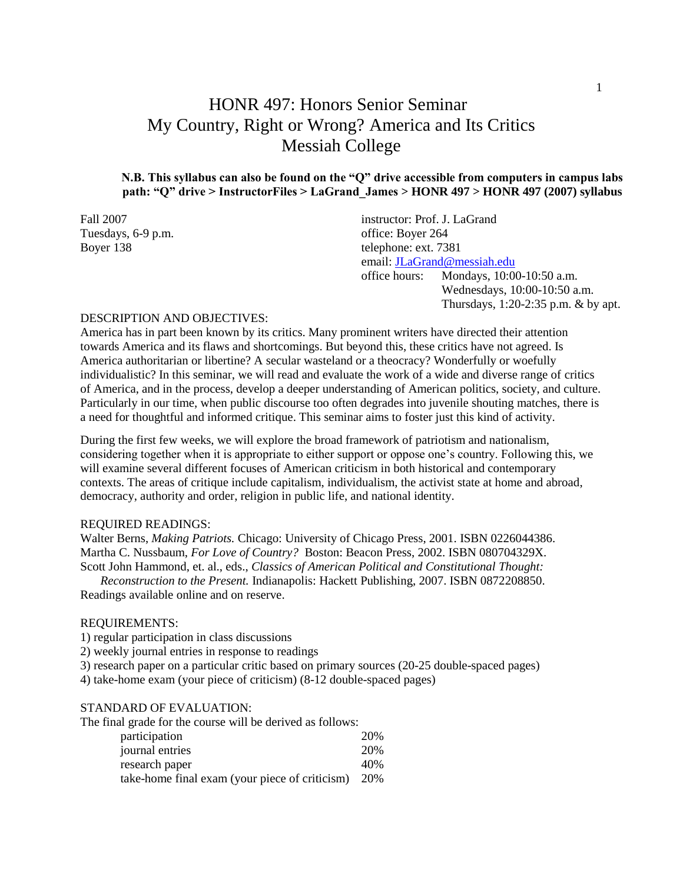# HONR 497: Honors Senior Seminar
# My Country, Right or Wrong? America and Its Critics
# Messiah College

**N.B. This syllabus can also be found on the "Q" drive accessible from computers in campus labs path: "Q" drive > InstructorFiles > LaGrand_James > HONR 497 > HONR 497 (2007) syllabus**

Fall 2007
Tuesdays, 6-9 p.m.
Boyer 138

instructor: Prof. J. LaGrand
office: Boyer 264
telephone: ext. 7381
email: JLaGrand@messiah.edu
office hours: Mondays, 10:00-10:50 a.m.
Wednesdays, 10:00-10:50 a.m.
Thursdays, 1:20-2:35 p.m. & by apt.

DESCRIPTION AND OBJECTIVES:

America has in part been known by its critics. Many prominent writers have directed their attention towards America and its flaws and shortcomings. But beyond this, these critics have not agreed. Is America authoritarian or libertine? A secular wasteland or a theocracy? Wonderfully or woefully individualistic? In this seminar, we will read and evaluate the work of a wide and diverse range of critics of America, and in the process, develop a deeper understanding of American politics, society, and culture. Particularly in our time, when public discourse too often degrades into juvenile shouting matches, there is a need for thoughtful and informed critique. This seminar aims to foster just this kind of activity.

During the first few weeks, we will explore the broad framework of patriotism and nationalism, considering together when it is appropriate to either support or oppose one's country. Following this, we will examine several different focuses of American criticism in both historical and contemporary contexts. The areas of critique include capitalism, individualism, the activist state at home and abroad, democracy, authority and order, religion in public life, and national identity.

REQUIRED READINGS:

Walter Berns, *Making Patriots.* Chicago: University of Chicago Press, 2001. ISBN 0226044386.
Martha C. Nussbaum, *For Love of Country?* Boston: Beacon Press, 2002. ISBN 080704329X.
Scott John Hammond, et. al., eds., *Classics of American Political and Constitutional Thought: Reconstruction to the Present.* Indianapolis: Hackett Publishing, 2007. ISBN 0872208850.
Readings available online and on reserve.

REQUIREMENTS:

1) regular participation in class discussions
2) weekly journal entries in response to readings
3) research paper on a particular critic based on primary sources (20-25 double-spaced pages)
4) take-home exam (your piece of criticism) (8-12 double-spaced pages)

STANDARD OF EVALUATION:

The final grade for the course will be derived as follows:

| | |
|---|---|
| participation | 20% |
| journal entries | 20% |
| research paper | 40% |
| take-home final exam (your piece of criticism) | 20% |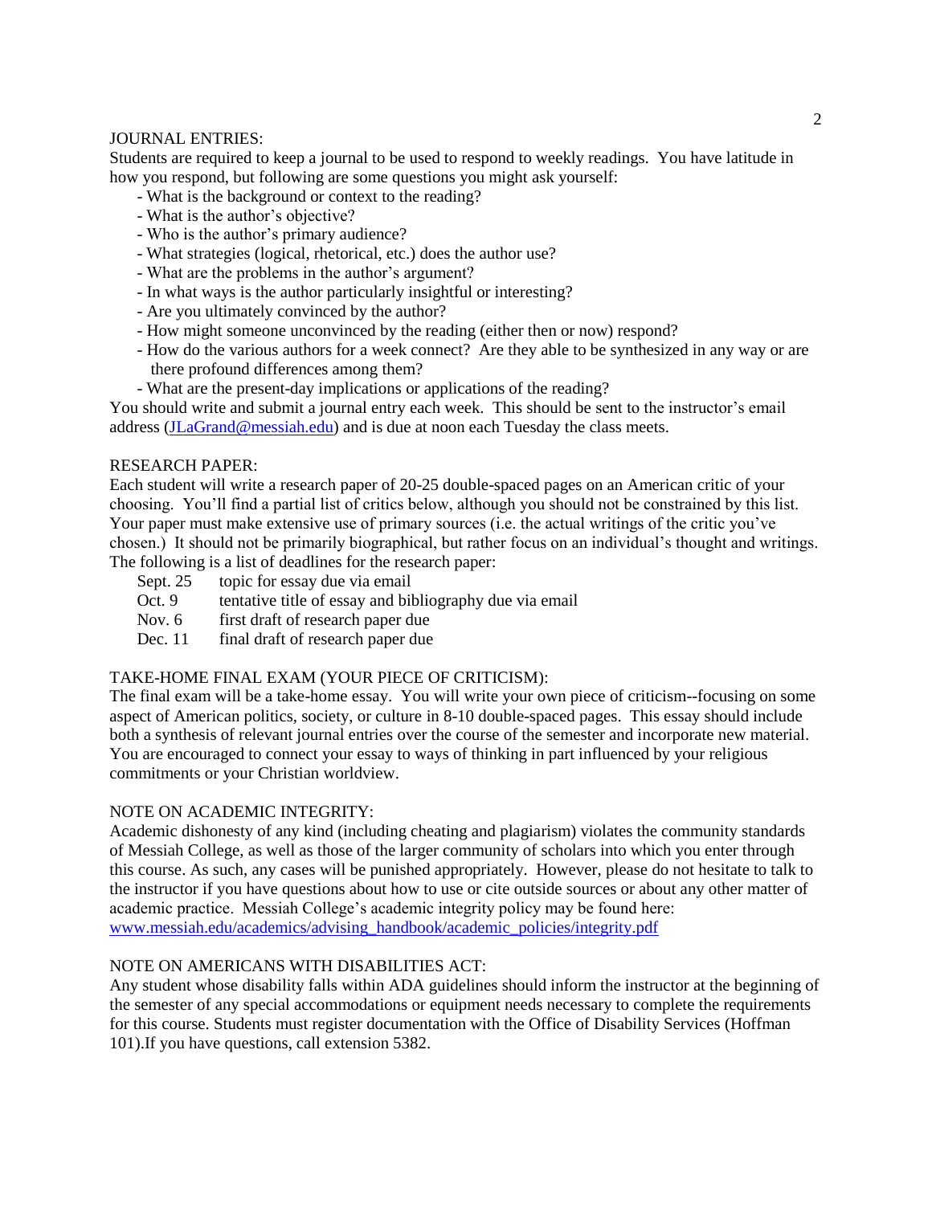## JOURNAL ENTRIES:

Students are required to keep a journal to be used to respond to weekly readings. You have latitude in how you respond, but following are some questions you might ask yourself:

- What is the background or context to the reading?
- What is the author's objective?
- Who is the author's primary audience?
- What strategies (logical, rhetorical, etc.) does the author use?
- What are the problems in the author's argument?
- In what ways is the author particularly insightful or interesting?
- Are you ultimately convinced by the author?
- How might someone unconvinced by the reading (either then or now) respond?
- How do the various authors for a week connect? Are they able to be synthesized in any way or are there profound differences among them?
- What are the present-day implications or applications of the reading?

You should write and submit a journal entry each week. This should be sent to the instructor's email address (JLaGrand@messiah.edu) and is due at noon each Tuesday the class meets.

## RESEARCH PAPER:

Each student will write a research paper of 20-25 double-spaced pages on an American critic of your choosing. You'll find a partial list of critics below, although you should not be constrained by this list. Your paper must make extensive use of primary sources (i.e. the actual writings of the critic you've chosen.) It should not be primarily biographical, but rather focus on an individual's thought and writings. The following is a list of deadlines for the research paper:

| | |
|---|---|
| Sept. 25 | topic for essay due via email |
| Oct. 9 | tentative title of essay and bibliography due via email |
| Nov. 6 | first draft of research paper due |
| Dec. 11 | final draft of research paper due |

## TAKE-HOME FINAL EXAM (YOUR PIECE OF CRITICISM):

The final exam will be a take-home essay. You will write your own piece of criticism--focusing on some aspect of American politics, society, or culture in 8-10 double-spaced pages. This essay should include both a synthesis of relevant journal entries over the course of the semester and incorporate new material. You are encouraged to connect your essay to ways of thinking in part influenced by your religious commitments or your Christian worldview.

## NOTE ON ACADEMIC INTEGRITY:

Academic dishonesty of any kind (including cheating and plagiarism) violates the community standards of Messiah College, as well as those of the larger community of scholars into which you enter through this course. As such, any cases will be punished appropriately. However, please do not hesitate to talk to the instructor if you have questions about how to use or cite outside sources or about any other matter of academic practice. Messiah College's academic integrity policy may be found here: www.messiah.edu/academics/advising_handbook/academic_policies/integrity.pdf

## NOTE ON AMERICANS WITH DISABILITIES ACT:

Any student whose disability falls within ADA guidelines should inform the instructor at the beginning of the semester of any special accommodations or equipment needs necessary to complete the requirements for this course. Students must register documentation with the Office of Disability Services (Hoffman 101).If you have questions, call extension 5382.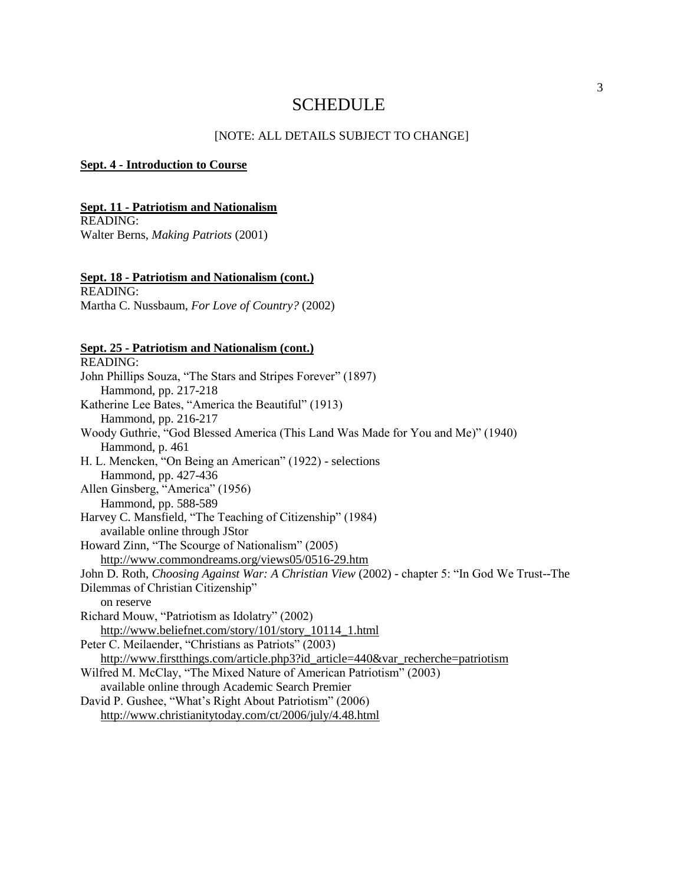# SCHEDULE

[NOTE: ALL DETAILS SUBJECT TO CHANGE]

**Sept. 4 - Introduction to Course**

**Sept. 11 - Patriotism and Nationalism**

READING:
Walter Berns, *Making Patriots* (2001)

**Sept. 18 - Patriotism and Nationalism (cont.)**

READING:
Martha C. Nussbaum, *For Love of Country?* (2002)

**Sept. 25 - Patriotism and Nationalism (cont.)**

READING:

John Phillips Souza, "The Stars and Stripes Forever" (1897)
    Hammond, pp. 217-218

Katherine Lee Bates, "America the Beautiful" (1913)
    Hammond, pp. 216-217

Woody Guthrie, "God Blessed America (This Land Was Made for You and Me)" (1940)
    Hammond, p. 461

H. L. Mencken, "On Being an American" (1922) - selections
    Hammond, pp. 427-436

Allen Ginsberg, "America" (1956)
    Hammond, pp. 588-589

Harvey C. Mansfield, "The Teaching of Citizenship" (1984)
    available online through JStor

Howard Zinn, "The Scourge of Nationalism" (2005)
    http://www.commondreams.org/views05/0516-29.htm

John D. Roth, *Choosing Against War: A Christian View* (2002) - chapter 5: "In God We Trust--The Dilemmas of Christian Citizenship"
    on reserve

Richard Mouw, "Patriotism as Idolatry" (2002)
    http://www.beliefnet.com/story/101/story_10114_1.html

Peter C. Meilaender, "Christians as Patriots" (2003)
    http://www.firstthings.com/article.php3?id_article=440&var_recherche=patriotism

Wilfred M. McClay, "The Mixed Nature of American Patriotism" (2003)
    available online through Academic Search Premier

David P. Gushee, "What's Right About Patriotism" (2006)
    http://www.christianitytoday.com/ct/2006/july/4.48.html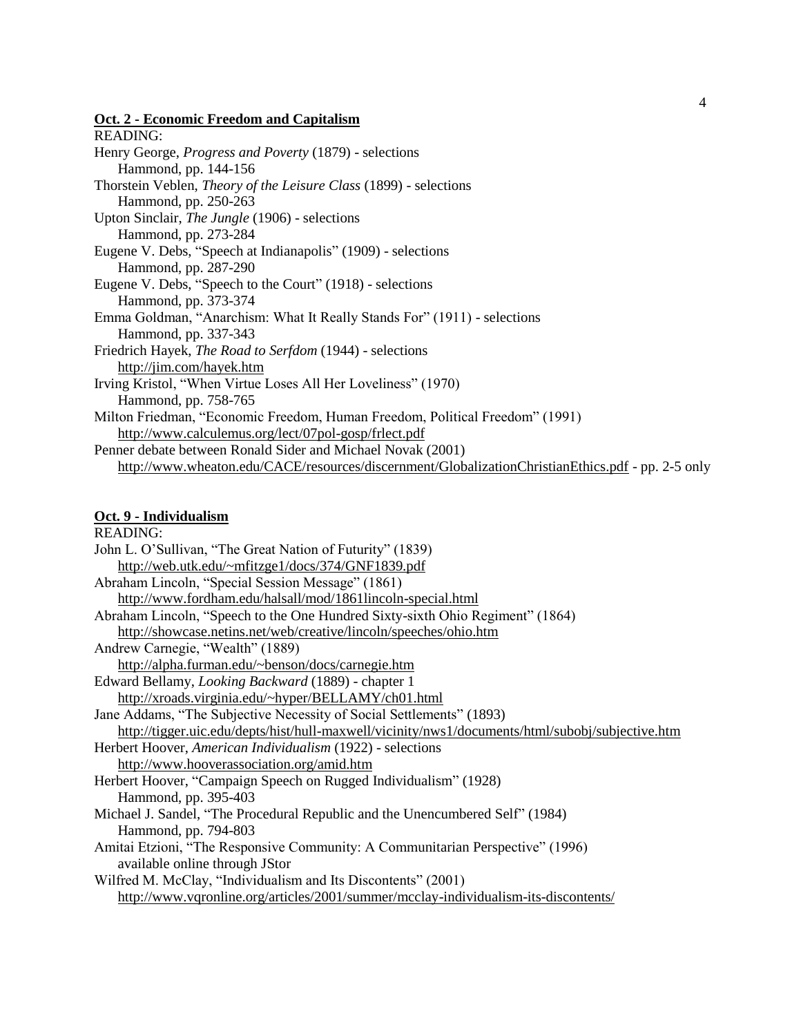**<u>Oct. 2 - Economic Freedom and Capitalism</u>**

READING:

Henry George, *Progress and Poverty* (1879) - selections
    Hammond, pp. 144-156

Thorstein Veblen, *Theory of the Leisure Class* (1899) - selections
    Hammond, pp. 250-263

Upton Sinclair, *The Jungle* (1906) - selections
    Hammond, pp. 273-284

Eugene V. Debs, "Speech at Indianapolis" (1909) - selections
    Hammond, pp. 287-290

Eugene V. Debs, "Speech to the Court" (1918) - selections
    Hammond, pp. 373-374

Emma Goldman, "Anarchism: What It Really Stands For" (1911) - selections
    Hammond, pp. 337-343

Friedrich Hayek, *The Road to Serfdom* (1944) - selections
    http://jim.com/hayek.htm

Irving Kristol, "When Virtue Loses All Her Loveliness" (1970)
    Hammond, pp. 758-765

Milton Friedman, "Economic Freedom, Human Freedom, Political Freedom" (1991)
    http://www.calculemus.org/lect/07pol-gosp/frlect.pdf

Penner debate between Ronald Sider and Michael Novak (2001)
    http://www.wheaton.edu/CACE/resources/discernment/GlobalizationChristianEthics.pdf - pp. 2-5 only

**<u>Oct. 9 - Individualism</u>**

READING:

John L. O'Sullivan, "The Great Nation of Futurity" (1839)
    http://web.utk.edu/~mfitzge1/docs/374/GNF1839.pdf

Abraham Lincoln, "Special Session Message" (1861)
    http://www.fordham.edu/halsall/mod/1861lincoln-special.html

Abraham Lincoln, "Speech to the One Hundred Sixty-sixth Ohio Regiment" (1864)
    http://showcase.netins.net/web/creative/lincoln/speeches/ohio.htm

Andrew Carnegie, "Wealth" (1889)
    http://alpha.furman.edu/~benson/docs/carnegie.htm

Edward Bellamy, *Looking Backward* (1889) - chapter 1
    http://xroads.virginia.edu/~hyper/BELLAMY/ch01.html

Jane Addams, "The Subjective Necessity of Social Settlements" (1893)
    http://tigger.uic.edu/depts/hist/hull-maxwell/vicinity/nws1/documents/html/subobj/subjective.htm

Herbert Hoover, *American Individualism* (1922) - selections
    http://www.hooverassociation.org/amid.htm

Herbert Hoover, "Campaign Speech on Rugged Individualism" (1928)
    Hammond, pp. 395-403

Michael J. Sandel, "The Procedural Republic and the Unencumbered Self" (1984)
    Hammond, pp. 794-803

Amitai Etzioni, "The Responsive Community: A Communitarian Perspective" (1996)
    available online through JStor

Wilfred M. McClay, "Individualism and Its Discontents" (2001)
    http://www.vqronline.org/articles/2001/summer/mcclay-individualism-its-discontents/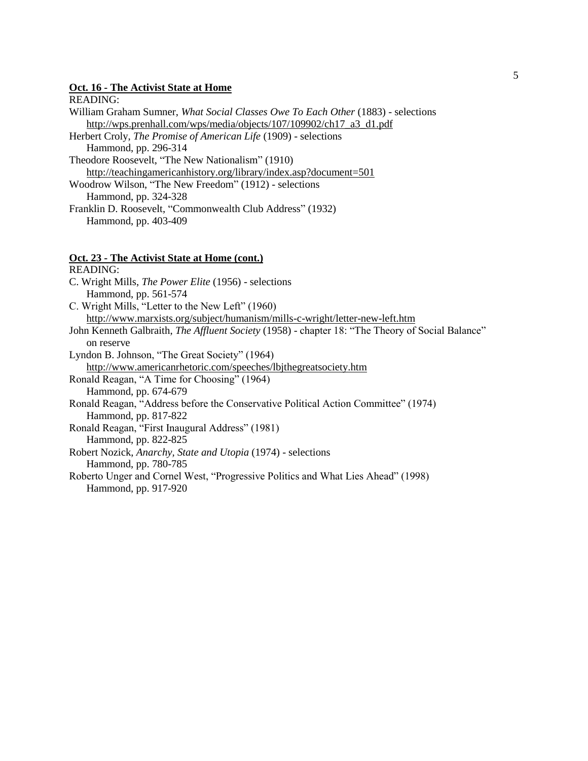**<u>Oct. 16 - The Activist State at Home</u>**

READING:

William Graham Sumner, *What Social Classes Owe To Each Other* (1883) - selections
  http://wps.prenhall.com/wps/media/objects/107/109902/ch17_a3_d1.pdf

Herbert Croly, *The Promise of American Life* (1909) - selections
  Hammond, pp. 296-314

Theodore Roosevelt, "The New Nationalism" (1910)
  http://teachingamericanhistory.org/library/index.asp?document=501

Woodrow Wilson, "The New Freedom" (1912) - selections
  Hammond, pp. 324-328

Franklin D. Roosevelt, "Commonwealth Club Address" (1932)
  Hammond, pp. 403-409

**<u>Oct. 23 - The Activist State at Home (cont.)</u>**

READING:

C. Wright Mills, *The Power Elite* (1956) - selections
  Hammond, pp. 561-574

C. Wright Mills, "Letter to the New Left" (1960)
  http://www.marxists.org/subject/humanism/mills-c-wright/letter-new-left.htm

John Kenneth Galbraith, *The Affluent Society* (1958) - chapter 18: "The Theory of Social Balance"
  on reserve

Lyndon B. Johnson, "The Great Society" (1964)
  http://www.americanrhetoric.com/speeches/lbjthegreatsociety.htm

Ronald Reagan, "A Time for Choosing" (1964)
  Hammond, pp. 674-679

Ronald Reagan, "Address before the Conservative Political Action Committee" (1974)
  Hammond, pp. 817-822

Ronald Reagan, "First Inaugural Address" (1981)
  Hammond, pp. 822-825

Robert Nozick, *Anarchy, State and Utopia* (1974) - selections
  Hammond, pp. 780-785

Roberto Unger and Cornel West, "Progressive Politics and What Lies Ahead" (1998)
  Hammond, pp. 917-920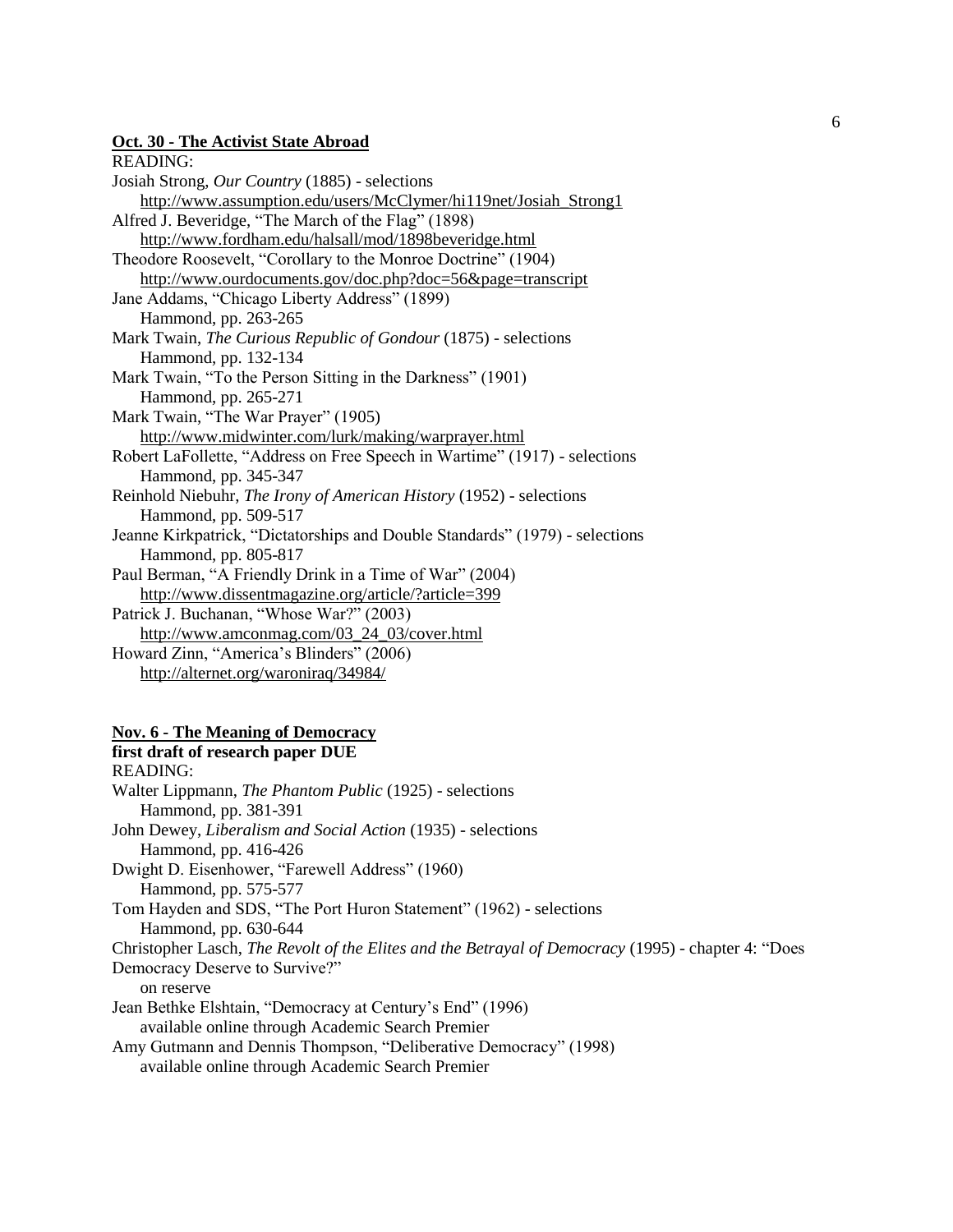**Oct. 30 - The Activist State Abroad**

READING:

Josiah Strong, *Our Country* (1885) - selections
  http://www.assumption.edu/users/McClymer/hi119net/Josiah_Strong1

Alfred J. Beveridge, "The March of the Flag" (1898)
  http://www.fordham.edu/halsall/mod/1898beveridge.html

Theodore Roosevelt, "Corollary to the Monroe Doctrine" (1904)
  http://www.ourdocuments.gov/doc.php?doc=56&page=transcript

Jane Addams, "Chicago Liberty Address" (1899)
  Hammond, pp. 263-265

Mark Twain, *The Curious Republic of Gondour* (1875) - selections
  Hammond, pp. 132-134

Mark Twain, "To the Person Sitting in the Darkness" (1901)
  Hammond, pp. 265-271

Mark Twain, "The War Prayer" (1905)
  http://www.midwinter.com/lurk/making/warprayer.html

Robert LaFollette, "Address on Free Speech in Wartime" (1917) - selections
  Hammond, pp. 345-347

Reinhold Niebuhr, *The Irony of American History* (1952) - selections
  Hammond, pp. 509-517

Jeanne Kirkpatrick, "Dictatorships and Double Standards" (1979) - selections
  Hammond, pp. 805-817

Paul Berman, "A Friendly Drink in a Time of War" (2004)
  http://www.dissentmagazine.org/article/?article=399

Patrick J. Buchanan, "Whose War?" (2003)
  http://www.amconmag.com/03_24_03/cover.html

Howard Zinn, "America's Blinders" (2006)
  http://alternet.org/waroniraq/34984/

**Nov. 6 - The Meaning of Democracy**

**first draft of research paper DUE**

READING:

Walter Lippmann, *The Phantom Public* (1925) - selections
  Hammond, pp. 381-391

John Dewey, *Liberalism and Social Action* (1935) - selections
  Hammond, pp. 416-426

Dwight D. Eisenhower, "Farewell Address" (1960)
  Hammond, pp. 575-577

Tom Hayden and SDS, "The Port Huron Statement" (1962) - selections
  Hammond, pp. 630-644

Christopher Lasch, *The Revolt of the Elites and the Betrayal of Democracy* (1995) - chapter 4: "Does Democracy Deserve to Survive?"
  on reserve

Jean Bethke Elshtain, "Democracy at Century's End" (1996)
  available online through Academic Search Premier

Amy Gutmann and Dennis Thompson, "Deliberative Democracy" (1998)
  available online through Academic Search Premier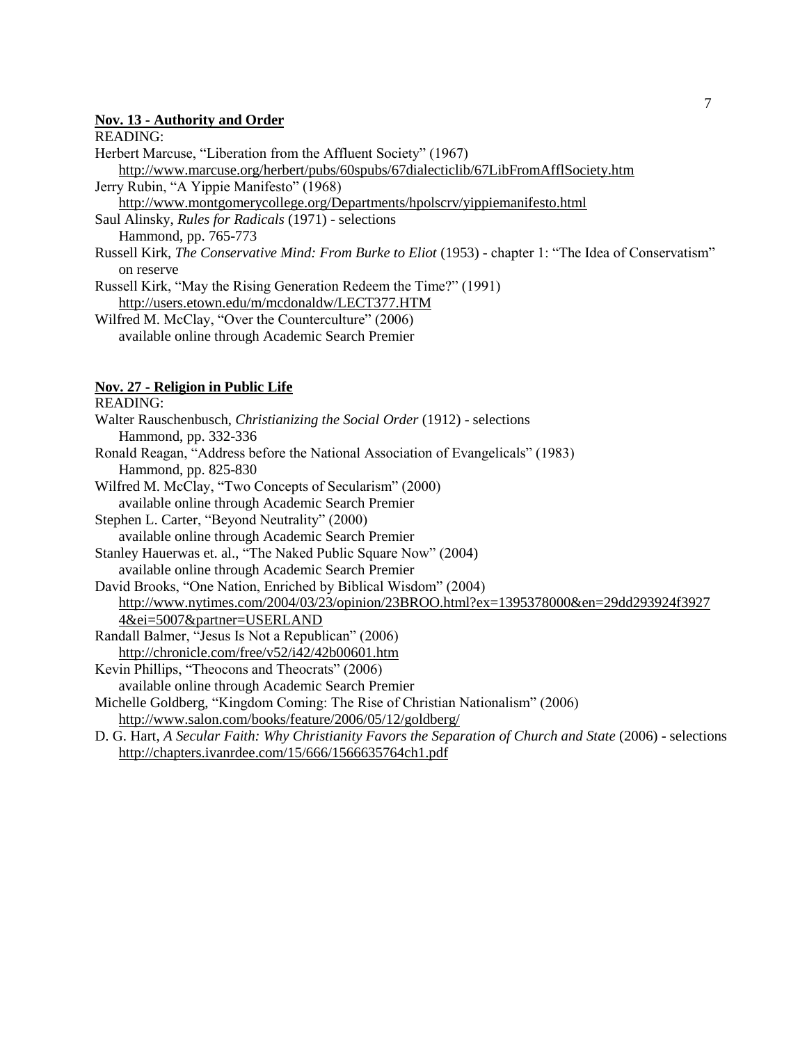**Nov. 13 - Authority and Order**

READING:

Herbert Marcuse, "Liberation from the Affluent Society" (1967)
    http://www.marcuse.org/herbert/pubs/60spubs/67dialecticlib/67LibFromAfflSociety.htm

Jerry Rubin, "A Yippie Manifesto" (1968)
    http://www.montgomerycollege.org/Departments/hpolscrv/yippiemanifesto.html

Saul Alinsky, *Rules for Radicals* (1971) - selections
    Hammond, pp. 765-773

Russell Kirk, *The Conservative Mind: From Burke to Eliot* (1953) - chapter 1: "The Idea of Conservatism"
    on reserve

Russell Kirk, "May the Rising Generation Redeem the Time?" (1991)
    http://users.etown.edu/m/mcdonaldw/LECT377.HTM

Wilfred M. McClay, "Over the Counterculture" (2006)
    available online through Academic Search Premier

**Nov. 27 - Religion in Public Life**

READING:

Walter Rauschenbusch, *Christianizing the Social Order* (1912) - selections
    Hammond, pp. 332-336

Ronald Reagan, "Address before the National Association of Evangelicals" (1983)
    Hammond, pp. 825-830

Wilfred M. McClay, "Two Concepts of Secularism" (2000)
    available online through Academic Search Premier

Stephen L. Carter, "Beyond Neutrality" (2000)
    available online through Academic Search Premier

Stanley Hauerwas et. al., "The Naked Public Square Now" (2004)
    available online through Academic Search Premier

David Brooks, "One Nation, Enriched by Biblical Wisdom" (2004)
    http://www.nytimes.com/2004/03/23/opinion/23BROO.html?ex=1395378000&en=29dd293924f39274&ei=5007&partner=USERLAND

Randall Balmer, "Jesus Is Not a Republican" (2006)
    http://chronicle.com/free/v52/i42/42b00601.htm

Kevin Phillips, "Theocons and Theocrats" (2006)
    available online through Academic Search Premier

Michelle Goldberg, "Kingdom Coming: The Rise of Christian Nationalism" (2006)
    http://www.salon.com/books/feature/2006/05/12/goldberg/

D. G. Hart, *A Secular Faith: Why Christianity Favors the Separation of Church and State* (2006) - selections
    http://chapters.ivanrdee.com/15/666/1566635764ch1.pdf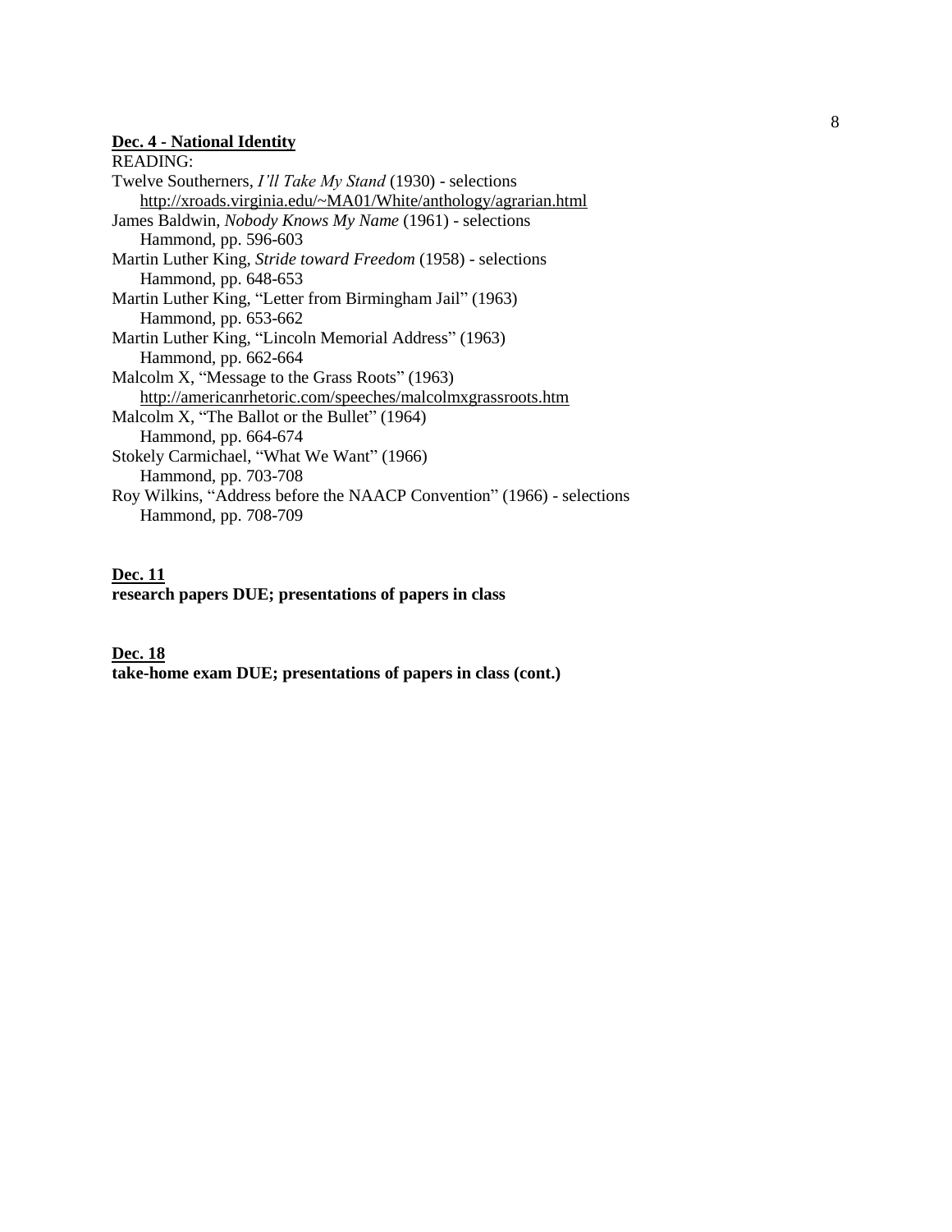**Dec. 4 - National Identity**

READING:

Twelve Southerners, *I'll Take My Stand* (1930) - selections
  http://xroads.virginia.edu/~MA01/White/anthology/agrarian.html

James Baldwin, *Nobody Knows My Name* (1961) - selections
  Hammond, pp. 596-603

Martin Luther King, *Stride toward Freedom* (1958) - selections
  Hammond, pp. 648-653

Martin Luther King, "Letter from Birmingham Jail" (1963)
  Hammond, pp. 653-662

Martin Luther King, "Lincoln Memorial Address" (1963)
  Hammond, pp. 662-664

Malcolm X, "Message to the Grass Roots" (1963)
  http://americanrhetoric.com/speeches/malcolmxgrassroots.htm

Malcolm X, "The Ballot or the Bullet" (1964)
  Hammond, pp. 664-674

Stokely Carmichael, "What We Want" (1966)
  Hammond, pp. 703-708

Roy Wilkins, "Address before the NAACP Convention" (1966) - selections
  Hammond, pp. 708-709

**Dec. 11**

**research papers DUE; presentations of papers in class**

**Dec. 18**

**take-home exam DUE; presentations of papers in class (cont.)**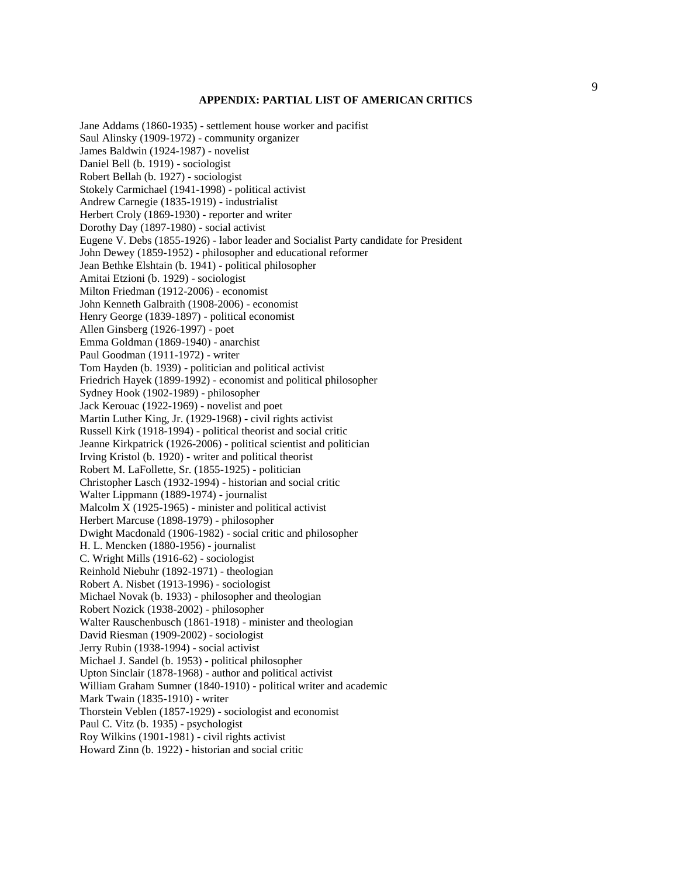## APPENDIX: PARTIAL LIST OF AMERICAN CRITICS

Jane Addams (1860-1935) - settlement house worker and pacifist
Saul Alinsky (1909-1972) - community organizer
James Baldwin (1924-1987) - novelist
Daniel Bell (b. 1919) - sociologist
Robert Bellah (b. 1927) - sociologist
Stokely Carmichael (1941-1998) - political activist
Andrew Carnegie (1835-1919) - industrialist
Herbert Croly (1869-1930) - reporter and writer
Dorothy Day (1897-1980) - social activist
Eugene V. Debs (1855-1926) - labor leader and Socialist Party candidate for President
John Dewey (1859-1952) - philosopher and educational reformer
Jean Bethke Elshtain (b. 1941) - political philosopher
Amitai Etzioni (b. 1929) - sociologist
Milton Friedman (1912-2006) - economist
John Kenneth Galbraith (1908-2006) - economist
Henry George (1839-1897) - political economist
Allen Ginsberg (1926-1997) - poet
Emma Goldman (1869-1940) - anarchist
Paul Goodman (1911-1972) - writer
Tom Hayden (b. 1939) - politician and political activist
Friedrich Hayek (1899-1992) - economist and political philosopher
Sydney Hook (1902-1989) - philosopher
Jack Kerouac (1922-1969) - novelist and poet
Martin Luther King, Jr. (1929-1968) - civil rights activist
Russell Kirk (1918-1994) - political theorist and social critic
Jeanne Kirkpatrick (1926-2006) - political scientist and politician
Irving Kristol (b. 1920) - writer and political theorist
Robert M. LaFollette, Sr. (1855-1925) - politician
Christopher Lasch (1932-1994) - historian and social critic
Walter Lippmann (1889-1974) - journalist
Malcolm X (1925-1965) - minister and political activist
Herbert Marcuse (1898-1979) - philosopher
Dwight Macdonald (1906-1982) - social critic and philosopher
H. L. Mencken (1880-1956) - journalist
C. Wright Mills (1916-62) - sociologist
Reinhold Niebuhr (1892-1971) - theologian
Robert A. Nisbet (1913-1996) - sociologist
Michael Novak (b. 1933) - philosopher and theologian
Robert Nozick (1938-2002) - philosopher
Walter Rauschenbusch (1861-1918) - minister and theologian
David Riesman (1909-2002) - sociologist
Jerry Rubin (1938-1994) - social activist
Michael J. Sandel (b. 1953) - political philosopher
Upton Sinclair (1878-1968) - author and political activist
William Graham Sumner (1840-1910) - political writer and academic
Mark Twain (1835-1910) - writer
Thorstein Veblen (1857-1929) - sociologist and economist
Paul C. Vitz (b. 1935) - psychologist
Roy Wilkins (1901-1981) - civil rights activist
Howard Zinn (b. 1922) - historian and social critic